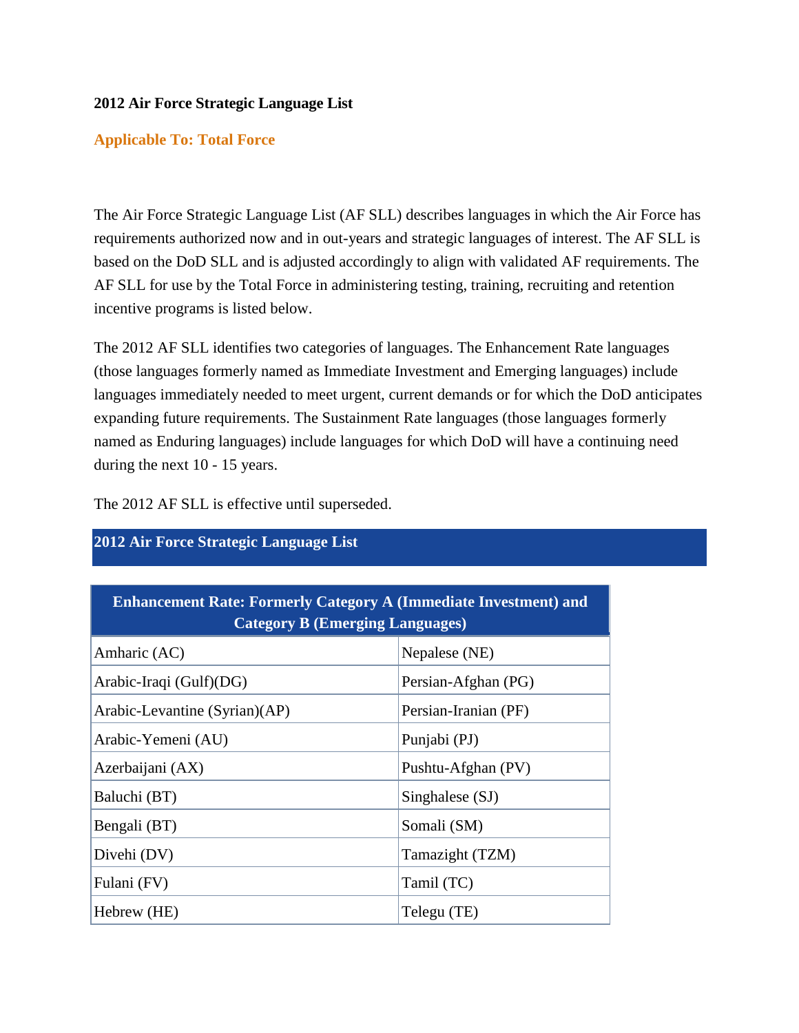**2012 Air Force Strategic Language List**

**Applicable To: Total Force**

The Air Force Strategic Language List (AF SLL) describes languages in which the Air Force has requirements authorized now and in out-years and strategic languages of interest. The AF SLL is based on the DoD SLL and is adjusted accordingly to align with validated AF requirements. The AF SLL for use by the Total Force in administering testing, training, recruiting and retention incentive programs is listed below.

The 2012 AF SLL identifies two categories of languages. The Enhancement Rate languages (those languages formerly named as Immediate Investment and Emerging languages) include languages immediately needed to meet urgent, current demands or for which the DoD anticipates expanding future requirements. The Sustainment Rate languages (those languages formerly named as Enduring languages) include languages for which DoD will have a continuing need during the next 10 - 15 years.

The 2012 AF SLL is effective until superseded.

## 2012 Air Force Strategic Language List

| Enhancement Rate: Formerly Category A (Immediate Investment) and Category B (Emerging Languages) | |
|---|---|
| Amharic (AC) | Nepalese (NE) |
| Arabic-Iraqi (Gulf)(DG) | Persian-Afghan (PG) |
| Arabic-Levantine (Syrian)(AP) | Persian-Iranian (PF) |
| Arabic-Yemeni (AU) | Punjabi (PJ) |
| Azerbaijani (AX) | Pushtu-Afghan (PV) |
| Baluchi (BT) | Singhalese (SJ) |
| Bengali (BT) | Somali (SM) |
| Divehi (DV) | Tamazight (TZM) |
| Fulani (FV) | Tamil (TC) |
| Hebrew (HE) | Telegu (TE) |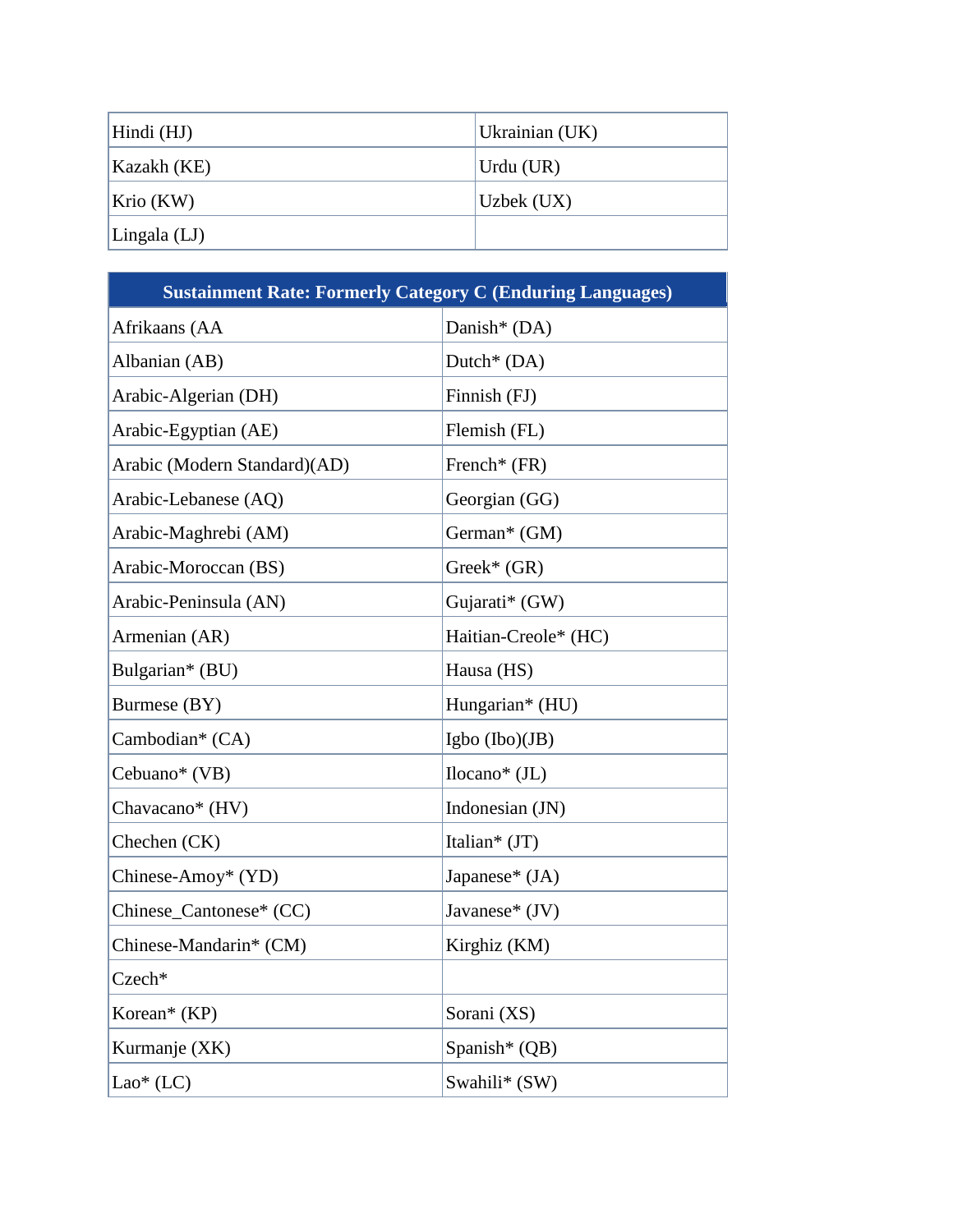| | |
|---|---|
| Hindi (HJ) | Ukrainian (UK) |
| Kazakh (KE) | Urdu (UR) |
| Krio (KW) | Uzbek (UX) |
| Lingala (LJ) | |

| Sustainment Rate: Formerly Category C (Enduring Languages) | |
|---|---|
| Afrikaans (AA | Danish* (DA) |
| Albanian (AB) | Dutch* (DA) |
| Arabic-Algerian (DH) | Finnish (FJ) |
| Arabic-Egyptian (AE) | Flemish (FL) |
| Arabic (Modern Standard)(AD) | French* (FR) |
| Arabic-Lebanese (AQ) | Georgian (GG) |
| Arabic-Maghrebi (AM) | German* (GM) |
| Arabic-Moroccan (BS) | Greek* (GR) |
| Arabic-Peninsula (AN) | Gujarati* (GW) |
| Armenian (AR) | Haitian-Creole* (HC) |
| Bulgarian* (BU) | Hausa (HS) |
| Burmese (BY) | Hungarian* (HU) |
| Cambodian* (CA) | Igbo (Ibo)(JB) |
| Cebuano* (VB) | Ilocano* (JL) |
| Chavacano* (HV) | Indonesian (JN) |
| Chechen (CK) | Italian* (JT) |
| Chinese-Amoy* (YD) | Japanese* (JA) |
| Chinese_Cantonese* (CC) | Javanese* (JV) |
| Chinese-Mandarin* (CM) | Kirghiz (KM) |
| Czech* | |
| Korean* (KP) | Sorani (XS) |
| Kurmanje (XK) | Spanish* (QB) |
| Lao* (LC) | Swahili* (SW) |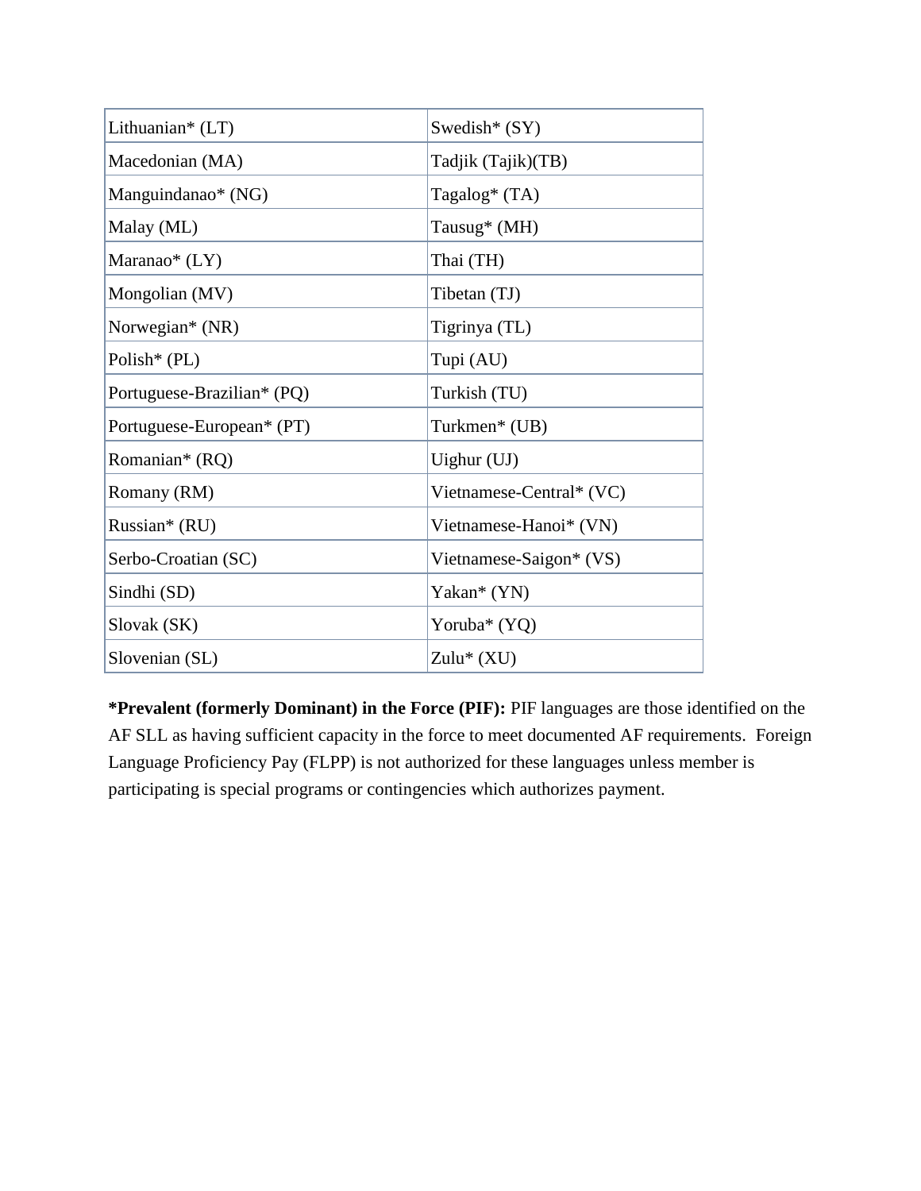| | |
|---|---|
| Lithuanian* (LT) | Swedish* (SY) |
| Macedonian (MA) | Tadjik (Tajik)(TB) |
| Manguindanao* (NG) | Tagalog* (TA) |
| Malay (ML) | Tausug* (MH) |
| Maranao* (LY) | Thai (TH) |
| Mongolian (MV) | Tibetan (TJ) |
| Norwegian* (NR) | Tigrinya (TL) |
| Polish* (PL) | Tupi (AU) |
| Portuguese-Brazilian* (PQ) | Turkish (TU) |
| Portuguese-European* (PT) | Turkmen* (UB) |
| Romanian* (RQ) | Uighur (UJ) |
| Romany (RM) | Vietnamese-Central* (VC) |
| Russian* (RU) | Vietnamese-Hanoi* (VN) |
| Serbo-Croatian (SC) | Vietnamese-Saigon* (VS) |
| Sindhi (SD) | Yakan* (YN) |
| Slovak (SK) | Yoruba* (YQ) |
| Slovenian (SL) | Zulu* (XU) |

**\*Prevalent (formerly Dominant) in the Force (PIF):** PIF languages are those identified on the AF SLL as having sufficient capacity in the force to meet documented AF requirements. Foreign Language Proficiency Pay (FLPP) is not authorized for these languages unless member is participating is special programs or contingencies which authorizes payment.